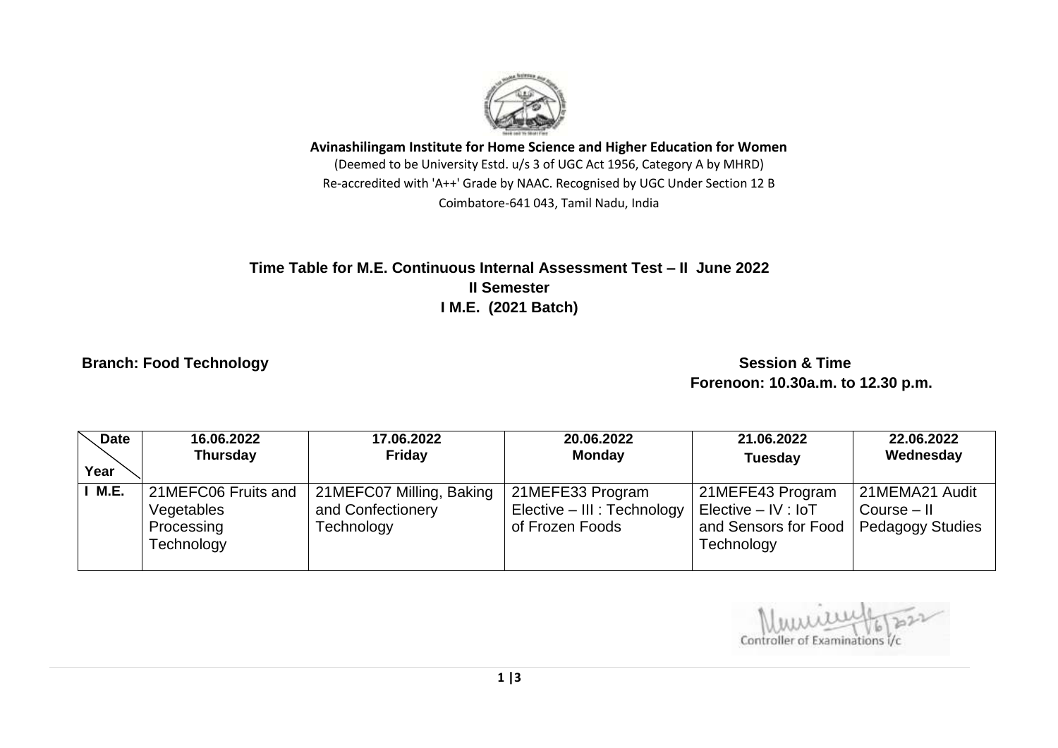**Avinashilingam Institute for Home Science and Higher Education for Women**

(Deemed to be University Estd. u/s 3 of UGC Act 1956, Category A by MHRD)
Re-accredited with 'A++' Grade by NAAC. Recognised by UGC Under Section 12 B
Coimbatore-641 043, Tamil Nadu, India

## Time Table for M.E. Continuous Internal Assessment Test – II June 2022
### II Semester
### I M.E. (2021 Batch)

**Branch: Food Technology**

**Session & Time**
**Forenoon: 10.30a.m. to 12.30 p.m.**

| Date / Year | 16.06.2022 Thursday | 17.06.2022 Friday | 20.06.2022 Monday | 21.06.2022 Tuesday | 22.06.2022 Wednesday |
|---|---|---|---|---|---|
| I M.E. | 21MEFC06 Fruits and Vegetables Processing Technology | 21MEFC07 Milling, Baking and Confectionery Technology | 21MEFE33 Program Elective – III : Technology of Frozen Foods | 21MEFE43 Program Elective – IV : IoT and Sensors for Food Technology | 21MEMA21 Audit Course – II Pedagogy Studies |

Controller of Examinations i/c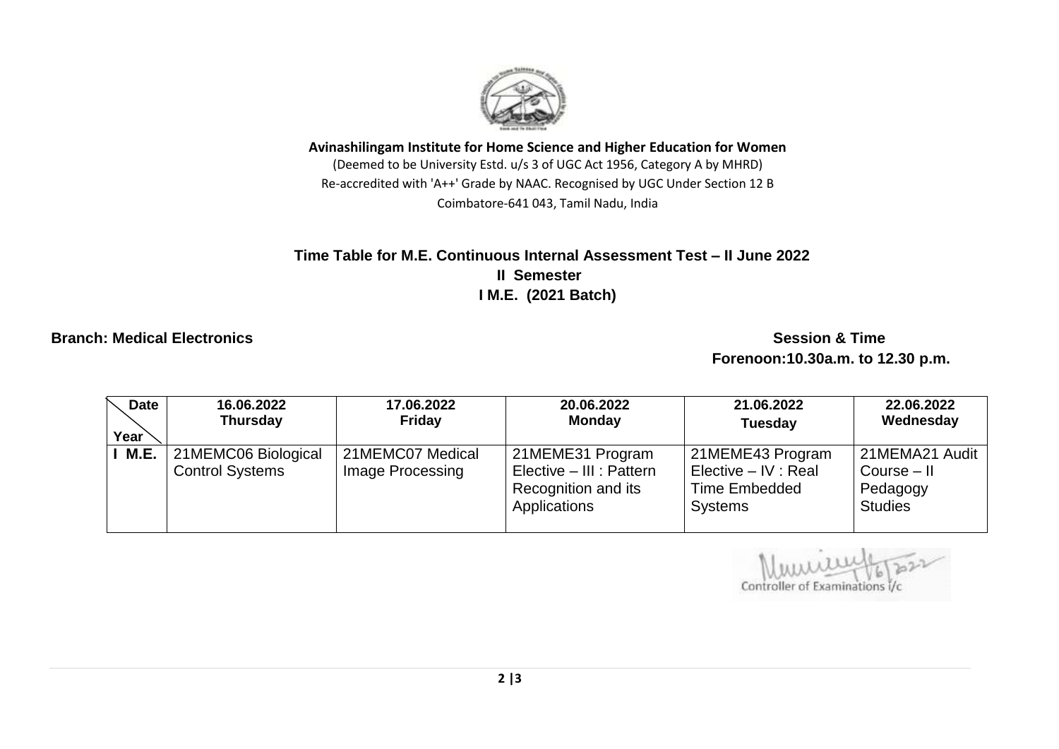**Avinashilingam Institute for Home Science and Higher Education for Women**

(Deemed to be University Estd. u/s 3 of UGC Act 1956, Category A by MHRD)

Re-accredited with 'A++' Grade by NAAC. Recognised by UGC Under Section 12 B

Coimbatore-641 043, Tamil Nadu, India

**Time Table for M.E. Continuous Internal Assessment Test – II June 2022**

**II Semester**

**I M.E. (2021 Batch)**

**Branch: Medical Electronics**

**Session & Time**

**Forenoon:10.30a.m. to 12.30 p.m.**

| Date / Year | 16.06.2022 Thursday | 17.06.2022 Friday | 20.06.2022 Monday | 21.06.2022 Tuesday | 22.06.2022 Wednesday |
|---|---|---|---|---|---|
| I M.E. | 21MEMC06 Biological Control Systems | 21MEMC07 Medical Image Processing | 21MEME31 Program Elective – III : Pattern Recognition and its Applications | 21MEME43 Program Elective – IV : Real Time Embedded Systems | 21MEMA21 Audit Course – II Pedagogy Studies |

Controller of Examinations i/c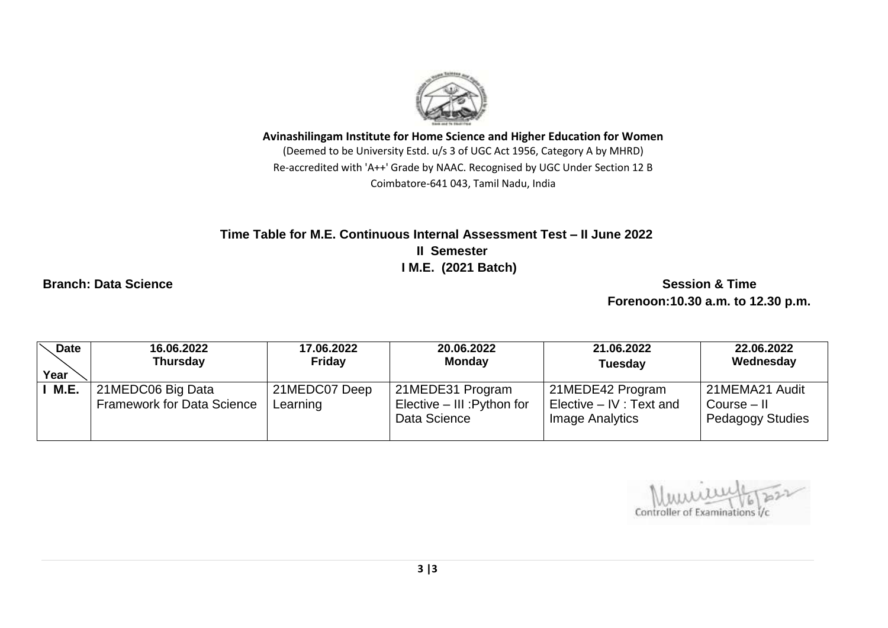**Avinashilingam Institute for Home Science and Higher Education for Women**

(Deemed to be University Estd. u/s 3 of UGC Act 1956, Category A by MHRD)

Re-accredited with 'A++' Grade by NAAC. Recognised by UGC Under Section 12 B

Coimbatore-641 043, Tamil Nadu, India

**Time Table for M.E. Continuous Internal Assessment Test – II June 2022**

**II Semester**

**I M.E. (2021 Batch)**

**Branch: Data Science**

**Session & Time**
**Forenoon:10.30 a.m. to 12.30 p.m.**

| Date / Year | 16.06.2022 Thursday | 17.06.2022 Friday | 20.06.2022 Monday | 21.06.2022 Tuesday | 22.06.2022 Wednesday |
|---|---|---|---|---|---|
| **I M.E.** | 21MEDC06 Big Data Framework for Data Science | 21MEDC07 Deep Learning | 21MEDE31 Program Elective – III :Python for Data Science | 21MEDE42 Program Elective – IV : Text and Image Analytics | 21MEMA21 Audit Course – II Pedagogy Studies |

Controller of Examinations i/c